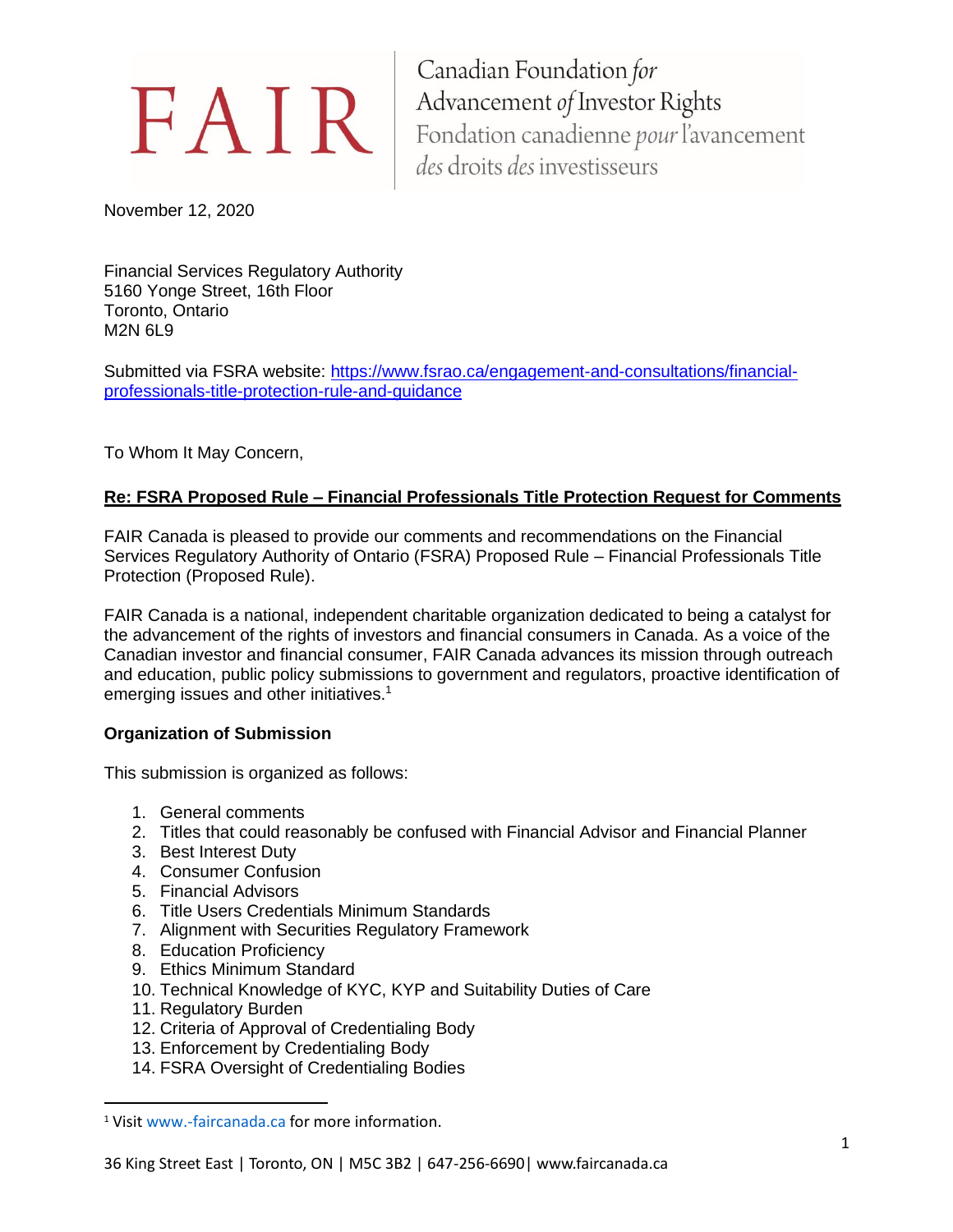FAIR

Canadian Foundation *for* Advancement *of* Investor Rights
Fondation canadienne *pour* l'avancement *des* droits *des* investisseurs

November 12, 2020

Financial Services Regulatory Authority
5160 Yonge Street, 16th Floor
Toronto, Ontario
M2N 6L9

Submitted via FSRA website: [https://www.fsrao.ca/engagement-and-consultations/financial-professionals-title-protection-rule-and-guidance](https://www.fsrao.ca/engagement-and-consultations/financial-professionals-title-protection-rule-and-guidance)

To Whom It May Concern,

**Re: FSRA Proposed Rule – Financial Professionals Title Protection Request for Comments**

FAIR Canada is pleased to provide our comments and recommendations on the Financial Services Regulatory Authority of Ontario (FSRA) Proposed Rule – Financial Professionals Title Protection (Proposed Rule).

FAIR Canada is a national, independent charitable organization dedicated to being a catalyst for the advancement of the rights of investors and financial consumers in Canada. As a voice of the Canadian investor and financial consumer, FAIR Canada advances its mission through outreach and education, public policy submissions to government and regulators, proactive identification of emerging issues and other initiatives.[1]

**Organization of Submission**

This submission is organized as follows:

1. General comments
2. Titles that could reasonably be confused with Financial Advisor and Financial Planner
3. Best Interest Duty
4. Consumer Confusion
5. Financial Advisors
6. Title Users Credentials Minimum Standards
7. Alignment with Securities Regulatory Framework
8. Education Proficiency
9. Ethics Minimum Standard
10. Technical Knowledge of KYC, KYP and Suitability Duties of Care
11. Regulatory Burden
12. Criteria of Approval of Credentialing Body
13. Enforcement by Credentialing Body
14. FSRA Oversight of Credentialing Bodies

[1] Visit www.-faircanada.ca for more information.

36 King Street East | Toronto, ON | M5C 3B2 | 647-256-6690| www.faircanada.ca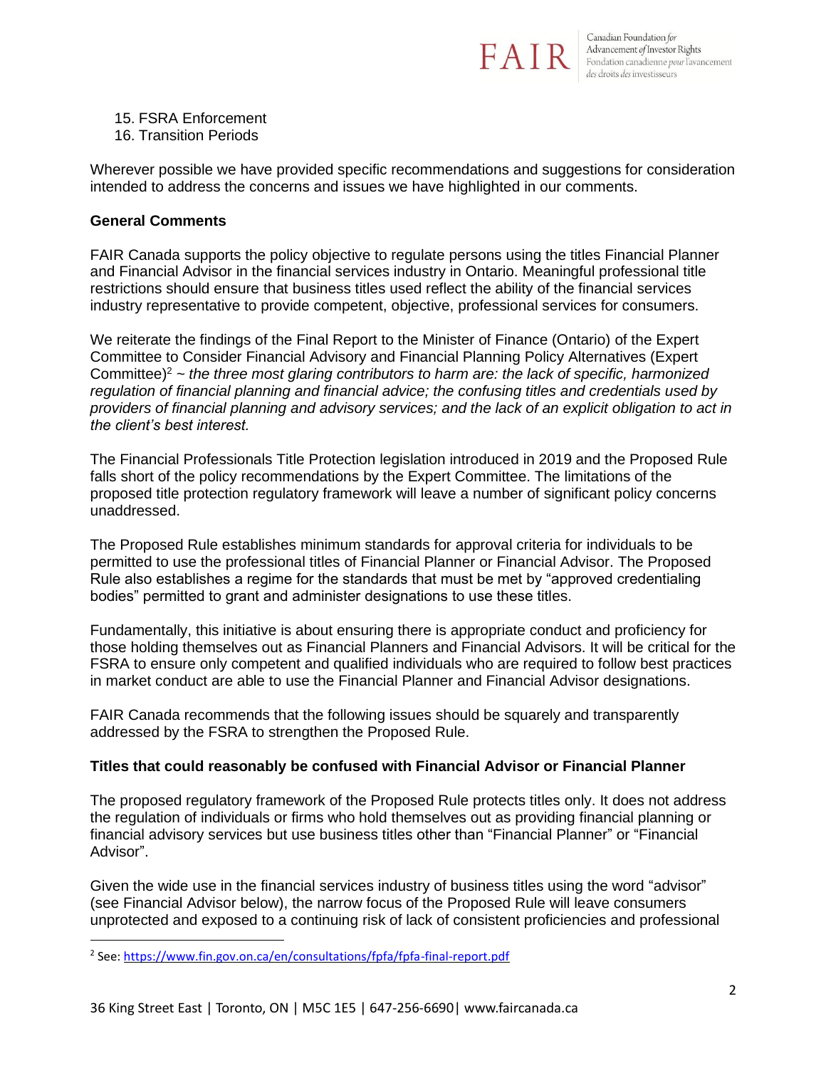15. FSRA Enforcement
16. Transition Periods

Wherever possible we have provided specific recommendations and suggestions for consideration intended to address the concerns and issues we have highlighted in our comments.

**General Comments**

FAIR Canada supports the policy objective to regulate persons using the titles Financial Planner and Financial Advisor in the financial services industry in Ontario. Meaningful professional title restrictions should ensure that business titles used reflect the ability of the financial services industry representative to provide competent, objective, professional services for consumers.

We reiterate the findings of the Final Report to the Minister of Finance (Ontario) of the Expert Committee to Consider Financial Advisory and Financial Planning Policy Alternatives (Expert Committee)[2] ~ *the three most glaring contributors to harm are: the lack of specific, harmonized regulation of financial planning and financial advice; the confusing titles and credentials used by providers of financial planning and advisory services; and the lack of an explicit obligation to act in the client's best interest.*

The Financial Professionals Title Protection legislation introduced in 2019 and the Proposed Rule falls short of the policy recommendations by the Expert Committee. The limitations of the proposed title protection regulatory framework will leave a number of significant policy concerns unaddressed.

The Proposed Rule establishes minimum standards for approval criteria for individuals to be permitted to use the professional titles of Financial Planner or Financial Advisor. The Proposed Rule also establishes a regime for the standards that must be met by "approved credentialing bodies" permitted to grant and administer designations to use these titles.

Fundamentally, this initiative is about ensuring there is appropriate conduct and proficiency for those holding themselves out as Financial Planners and Financial Advisors. It will be critical for the FSRA to ensure only competent and qualified individuals who are required to follow best practices in market conduct are able to use the Financial Planner and Financial Advisor designations.

FAIR Canada recommends that the following issues should be squarely and transparently addressed by the FSRA to strengthen the Proposed Rule.

**Titles that could reasonably be confused with Financial Advisor or Financial Planner**

The proposed regulatory framework of the Proposed Rule protects titles only. It does not address the regulation of individuals or firms who hold themselves out as providing financial planning or financial advisory services but use business titles other than "Financial Planner" or "Financial Advisor".

Given the wide use in the financial services industry of business titles using the word "advisor" (see Financial Advisor below), the narrow focus of the Proposed Rule will leave consumers unprotected and exposed to a continuing risk of lack of consistent proficiencies and professional

[2] See: https://www.fin.gov.on.ca/en/consultations/fpfa/fpfa-final-report.pdf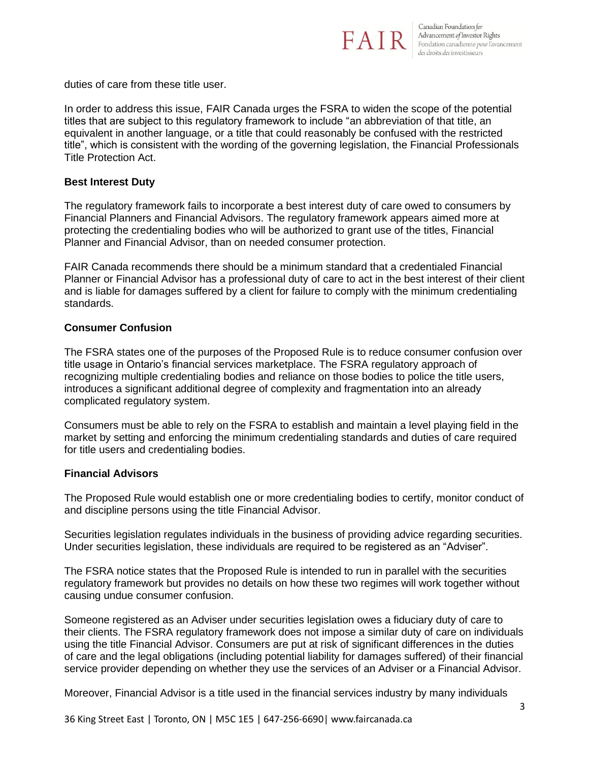duties of care from these title user.

In order to address this issue, FAIR Canada urges the FSRA to widen the scope of the potential titles that are subject to this regulatory framework to include "an abbreviation of that title, an equivalent in another language, or a title that could reasonably be confused with the restricted title", which is consistent with the wording of the governing legislation, the Financial Professionals Title Protection Act.

**Best Interest Duty**

The regulatory framework fails to incorporate a best interest duty of care owed to consumers by Financial Planners and Financial Advisors. The regulatory framework appears aimed more at protecting the credentialing bodies who will be authorized to grant use of the titles, Financial Planner and Financial Advisor, than on needed consumer protection.

FAIR Canada recommends there should be a minimum standard that a credentialed Financial Planner or Financial Advisor has a professional duty of care to act in the best interest of their client and is liable for damages suffered by a client for failure to comply with the minimum credentialing standards.

**Consumer Confusion**

The FSRA states one of the purposes of the Proposed Rule is to reduce consumer confusion over title usage in Ontario's financial services marketplace. The FSRA regulatory approach of recognizing multiple credentialing bodies and reliance on those bodies to police the title users, introduces a significant additional degree of complexity and fragmentation into an already complicated regulatory system.

Consumers must be able to rely on the FSRA to establish and maintain a level playing field in the market by setting and enforcing the minimum credentialing standards and duties of care required for title users and credentialing bodies.

**Financial Advisors**

The Proposed Rule would establish one or more credentialing bodies to certify, monitor conduct of and discipline persons using the title Financial Advisor.

Securities legislation regulates individuals in the business of providing advice regarding securities. Under securities legislation, these individuals are required to be registered as an "Adviser".

The FSRA notice states that the Proposed Rule is intended to run in parallel with the securities regulatory framework but provides no details on how these two regimes will work together without causing undue consumer confusion.

Someone registered as an Adviser under securities legislation owes a fiduciary duty of care to their clients. The FSRA regulatory framework does not impose a similar duty of care on individuals using the title Financial Advisor. Consumers are put at risk of significant differences in the duties of care and the legal obligations (including potential liability for damages suffered) of their financial service provider depending on whether they use the services of an Adviser or a Financial Advisor.

Moreover, Financial Advisor is a title used in the financial services industry by many individuals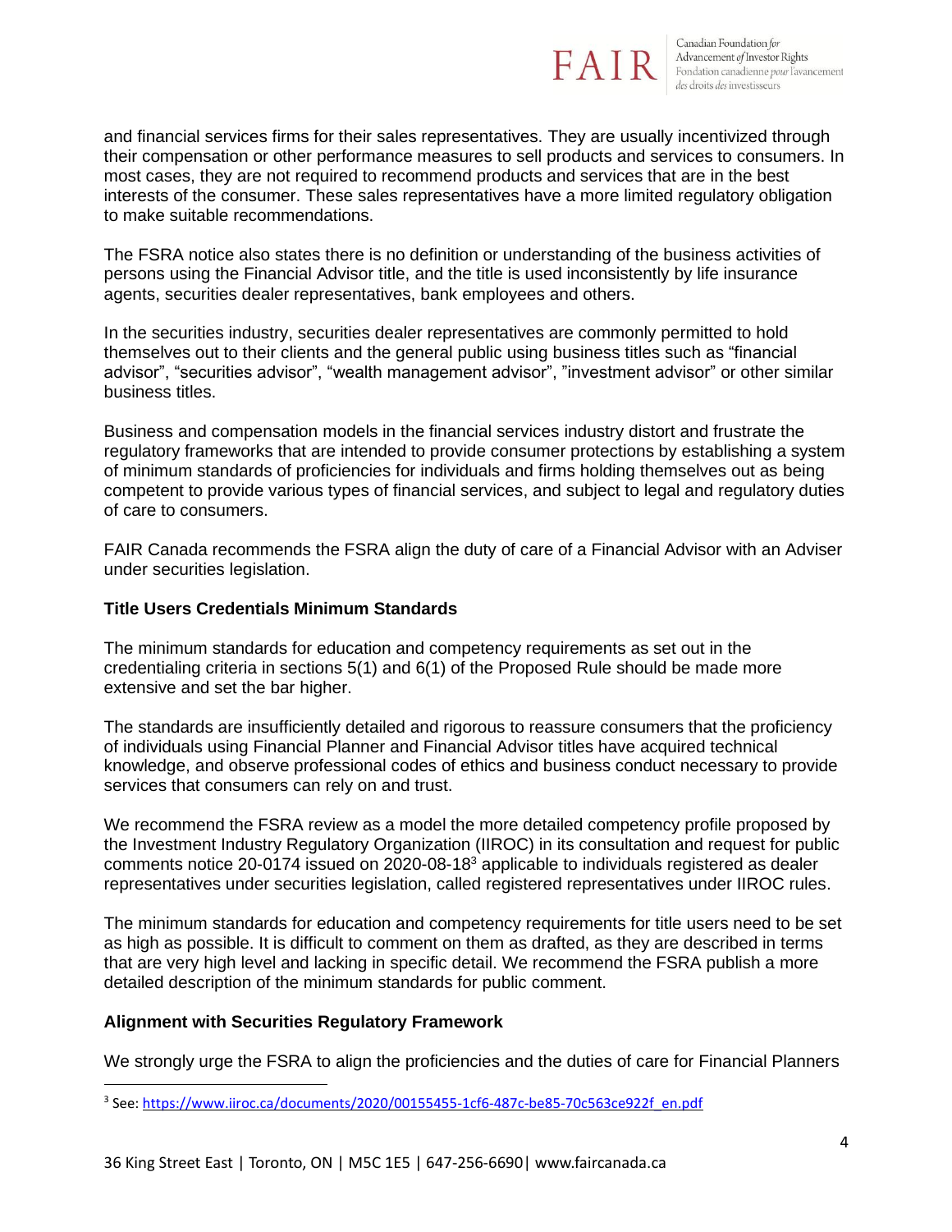and financial services firms for their sales representatives. They are usually incentivized through their compensation or other performance measures to sell products and services to consumers. In most cases, they are not required to recommend products and services that are in the best interests of the consumer. These sales representatives have a more limited regulatory obligation to make suitable recommendations.

The FSRA notice also states there is no definition or understanding of the business activities of persons using the Financial Advisor title, and the title is used inconsistently by life insurance agents, securities dealer representatives, bank employees and others.

In the securities industry, securities dealer representatives are commonly permitted to hold themselves out to their clients and the general public using business titles such as "financial advisor", "securities advisor", "wealth management advisor", "investment advisor" or other similar business titles.

Business and compensation models in the financial services industry distort and frustrate the regulatory frameworks that are intended to provide consumer protections by establishing a system of minimum standards of proficiencies for individuals and firms holding themselves out as being competent to provide various types of financial services, and subject to legal and regulatory duties of care to consumers.

FAIR Canada recommends the FSRA align the duty of care of a Financial Advisor with an Adviser under securities legislation.

**Title Users Credentials Minimum Standards**

The minimum standards for education and competency requirements as set out in the credentialing criteria in sections 5(1) and 6(1) of the Proposed Rule should be made more extensive and set the bar higher.

The standards are insufficiently detailed and rigorous to reassure consumers that the proficiency of individuals using Financial Planner and Financial Advisor titles have acquired technical knowledge, and observe professional codes of ethics and business conduct necessary to provide services that consumers can rely on and trust.

We recommend the FSRA review as a model the more detailed competency profile proposed by the Investment Industry Regulatory Organization (IIROC) in its consultation and request for public comments notice 20-0174 issued on 2020-08-18[3] applicable to individuals registered as dealer representatives under securities legislation, called registered representatives under IIROC rules.

The minimum standards for education and competency requirements for title users need to be set as high as possible. It is difficult to comment on them as drafted, as they are described in terms that are very high level and lacking in specific detail. We recommend the FSRA publish a more detailed description of the minimum standards for public comment.

**Alignment with Securities Regulatory Framework**

We strongly urge the FSRA to align the proficiencies and the duties of care for Financial Planners

[3] See: https://www.iiroc.ca/documents/2020/00155455-1cf6-487c-be85-70c563ce922f_en.pdf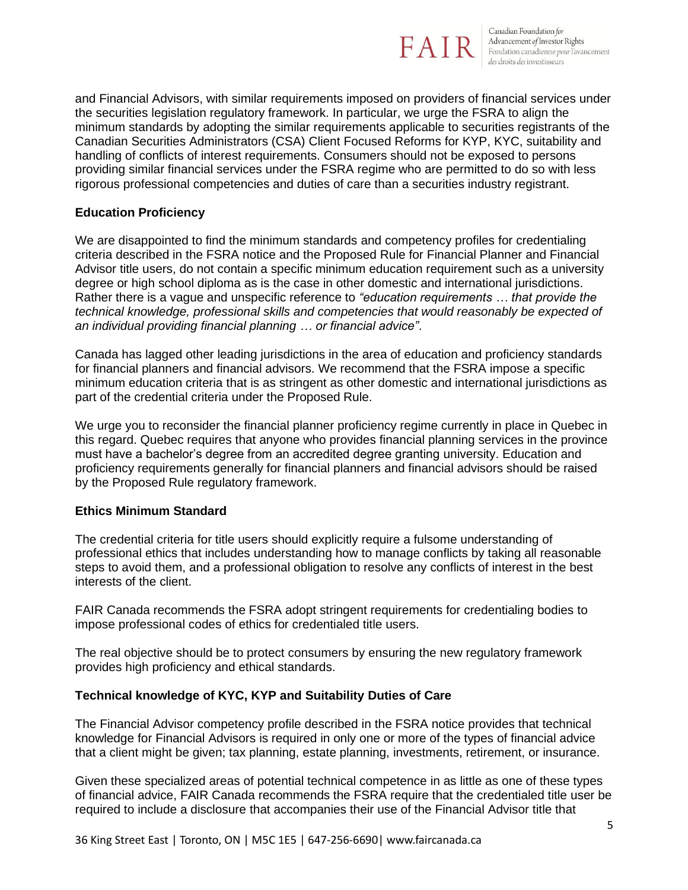and Financial Advisors, with similar requirements imposed on providers of financial services under the securities legislation regulatory framework. In particular, we urge the FSRA to align the minimum standards by adopting the similar requirements applicable to securities registrants of the Canadian Securities Administrators (CSA) Client Focused Reforms for KYP, KYC, suitability and handling of conflicts of interest requirements. Consumers should not be exposed to persons providing similar financial services under the FSRA regime who are permitted to do so with less rigorous professional competencies and duties of care than a securities industry registrant.

**Education Proficiency**

We are disappointed to find the minimum standards and competency profiles for credentialing criteria described in the FSRA notice and the Proposed Rule for Financial Planner and Financial Advisor title users, do not contain a specific minimum education requirement such as a university degree or high school diploma as is the case in other domestic and international jurisdictions. Rather there is a vague and unspecific reference to *"education requirements … that provide the technical knowledge, professional skills and competencies that would reasonably be expected of an individual providing financial planning … or financial advice"*.

Canada has lagged other leading jurisdictions in the area of education and proficiency standards for financial planners and financial advisors. We recommend that the FSRA impose a specific minimum education criteria that is as stringent as other domestic and international jurisdictions as part of the credential criteria under the Proposed Rule.

We urge you to reconsider the financial planner proficiency regime currently in place in Quebec in this regard. Quebec requires that anyone who provides financial planning services in the province must have a bachelor's degree from an accredited degree granting university. Education and proficiency requirements generally for financial planners and financial advisors should be raised by the Proposed Rule regulatory framework.

**Ethics Minimum Standard**

The credential criteria for title users should explicitly require a fulsome understanding of professional ethics that includes understanding how to manage conflicts by taking all reasonable steps to avoid them, and a professional obligation to resolve any conflicts of interest in the best interests of the client.

FAIR Canada recommends the FSRA adopt stringent requirements for credentialing bodies to impose professional codes of ethics for credentialed title users.

The real objective should be to protect consumers by ensuring the new regulatory framework provides high proficiency and ethical standards.

**Technical knowledge of KYC, KYP and Suitability Duties of Care**

The Financial Advisor competency profile described in the FSRA notice provides that technical knowledge for Financial Advisors is required in only one or more of the types of financial advice that a client might be given; tax planning, estate planning, investments, retirement, or insurance.

Given these specialized areas of potential technical competence in as little as one of these types of financial advice, FAIR Canada recommends the FSRA require that the credentialed title user be required to include a disclosure that accompanies their use of the Financial Advisor title that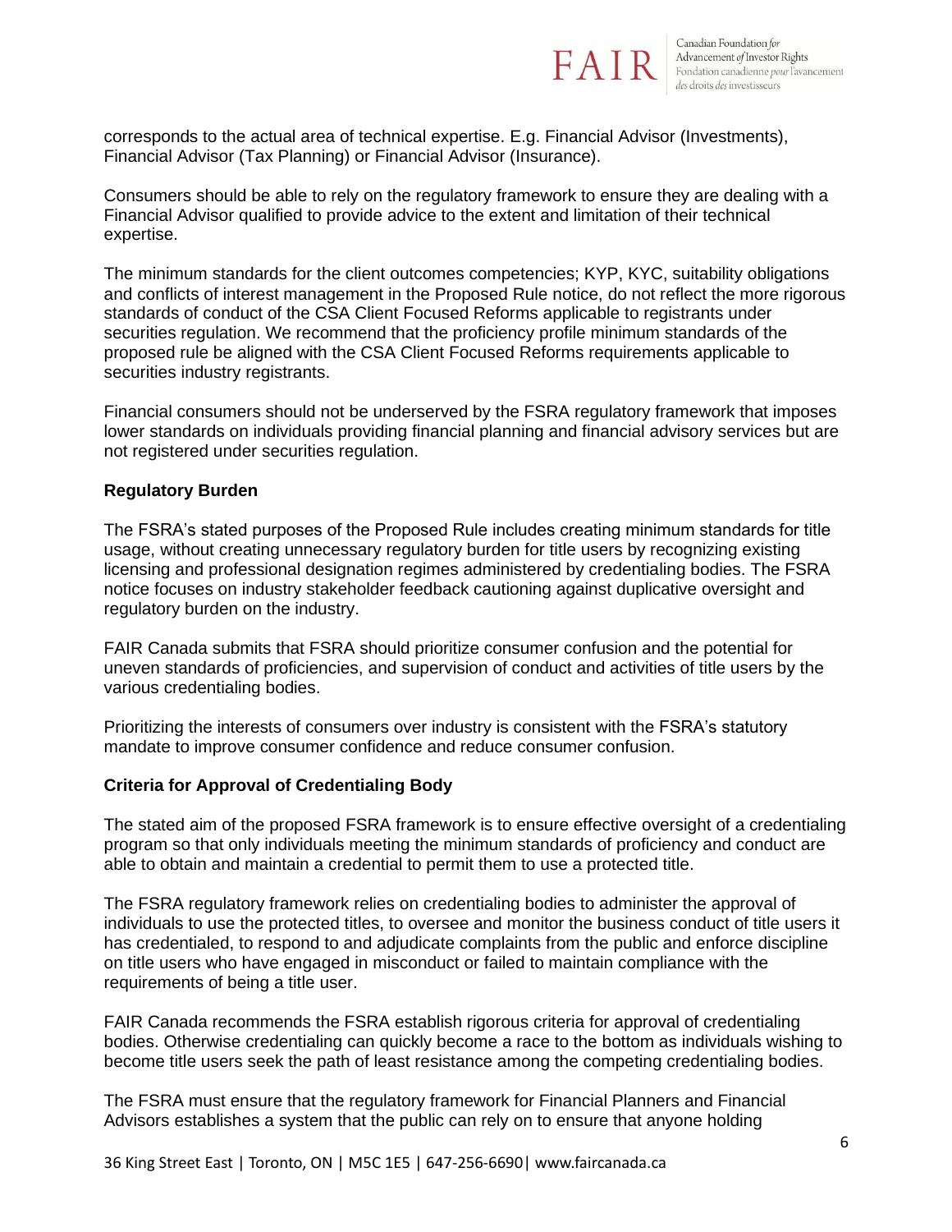corresponds to the actual area of technical expertise. E.g. Financial Advisor (Investments), Financial Advisor (Tax Planning) or Financial Advisor (Insurance).

Consumers should be able to rely on the regulatory framework to ensure they are dealing with a Financial Advisor qualified to provide advice to the extent and limitation of their technical expertise.

The minimum standards for the client outcomes competencies; KYP, KYC, suitability obligations and conflicts of interest management in the Proposed Rule notice, do not reflect the more rigorous standards of conduct of the CSA Client Focused Reforms applicable to registrants under securities regulation. We recommend that the proficiency profile minimum standards of the proposed rule be aligned with the CSA Client Focused Reforms requirements applicable to securities industry registrants.

Financial consumers should not be underserved by the FSRA regulatory framework that imposes lower standards on individuals providing financial planning and financial advisory services but are not registered under securities regulation.

**Regulatory Burden**

The FSRA's stated purposes of the Proposed Rule includes creating minimum standards for title usage, without creating unnecessary regulatory burden for title users by recognizing existing licensing and professional designation regimes administered by credentialing bodies. The FSRA notice focuses on industry stakeholder feedback cautioning against duplicative oversight and regulatory burden on the industry.

FAIR Canada submits that FSRA should prioritize consumer confusion and the potential for uneven standards of proficiencies, and supervision of conduct and activities of title users by the various credentialing bodies.

Prioritizing the interests of consumers over industry is consistent with the FSRA's statutory mandate to improve consumer confidence and reduce consumer confusion.

**Criteria for Approval of Credentialing Body**

The stated aim of the proposed FSRA framework is to ensure effective oversight of a credentialing program so that only individuals meeting the minimum standards of proficiency and conduct are able to obtain and maintain a credential to permit them to use a protected title.

The FSRA regulatory framework relies on credentialing bodies to administer the approval of individuals to use the protected titles, to oversee and monitor the business conduct of title users it has credentialed, to respond to and adjudicate complaints from the public and enforce discipline on title users who have engaged in misconduct or failed to maintain compliance with the requirements of being a title user.

FAIR Canada recommends the FSRA establish rigorous criteria for approval of credentialing bodies. Otherwise credentialing can quickly become a race to the bottom as individuals wishing to become title users seek the path of least resistance among the competing credentialing bodies.

The FSRA must ensure that the regulatory framework for Financial Planners and Financial Advisors establishes a system that the public can rely on to ensure that anyone holding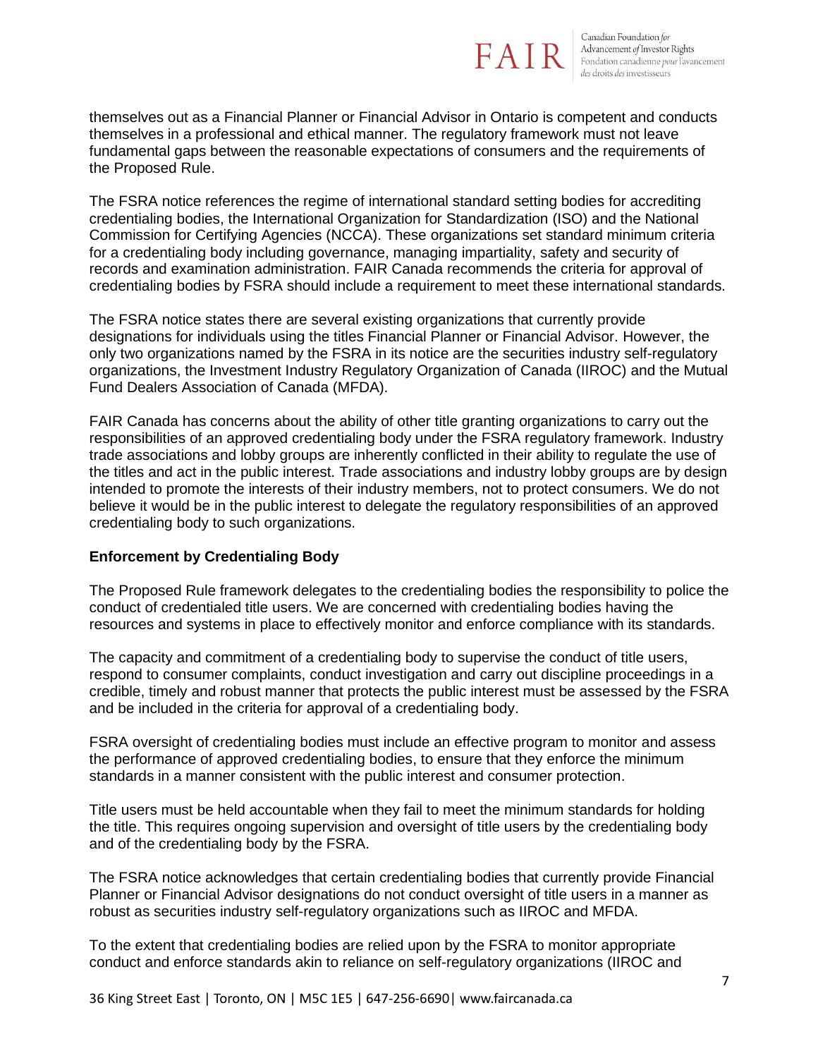themselves out as a Financial Planner or Financial Advisor in Ontario is competent and conducts themselves in a professional and ethical manner. The regulatory framework must not leave fundamental gaps between the reasonable expectations of consumers and the requirements of the Proposed Rule.

The FSRA notice references the regime of international standard setting bodies for accrediting credentialing bodies, the International Organization for Standardization (ISO) and the National Commission for Certifying Agencies (NCCA). These organizations set standard minimum criteria for a credentialing body including governance, managing impartiality, safety and security of records and examination administration. FAIR Canada recommends the criteria for approval of credentialing bodies by FSRA should include a requirement to meet these international standards.

The FSRA notice states there are several existing organizations that currently provide designations for individuals using the titles Financial Planner or Financial Advisor. However, the only two organizations named by the FSRA in its notice are the securities industry self-regulatory organizations, the Investment Industry Regulatory Organization of Canada (IIROC) and the Mutual Fund Dealers Association of Canada (MFDA).

FAIR Canada has concerns about the ability of other title granting organizations to carry out the responsibilities of an approved credentialing body under the FSRA regulatory framework. Industry trade associations and lobby groups are inherently conflicted in their ability to regulate the use of the titles and act in the public interest. Trade associations and industry lobby groups are by design intended to promote the interests of their industry members, not to protect consumers. We do not believe it would be in the public interest to delegate the regulatory responsibilities of an approved credentialing body to such organizations.

**Enforcement by Credentialing Body**

The Proposed Rule framework delegates to the credentialing bodies the responsibility to police the conduct of credentialed title users. We are concerned with credentialing bodies having the resources and systems in place to effectively monitor and enforce compliance with its standards.

The capacity and commitment of a credentialing body to supervise the conduct of title users, respond to consumer complaints, conduct investigation and carry out discipline proceedings in a credible, timely and robust manner that protects the public interest must be assessed by the FSRA and be included in the criteria for approval of a credentialing body.

FSRA oversight of credentialing bodies must include an effective program to monitor and assess the performance of approved credentialing bodies, to ensure that they enforce the minimum standards in a manner consistent with the public interest and consumer protection.

Title users must be held accountable when they fail to meet the minimum standards for holding the title. This requires ongoing supervision and oversight of title users by the credentialing body and of the credentialing body by the FSRA.

The FSRA notice acknowledges that certain credentialing bodies that currently provide Financial Planner or Financial Advisor designations do not conduct oversight of title users in a manner as robust as securities industry self-regulatory organizations such as IIROC and MFDA.

To the extent that credentialing bodies are relied upon by the FSRA to monitor appropriate conduct and enforce standards akin to reliance on self-regulatory organizations (IIROC and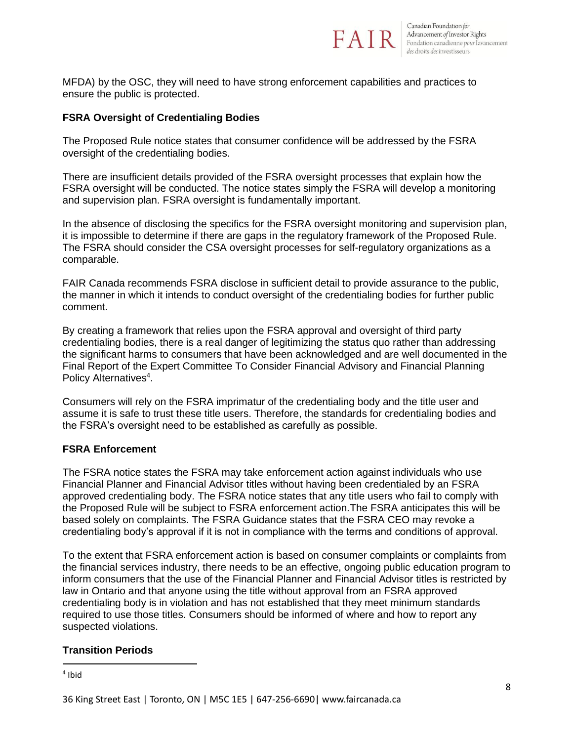MFDA) by the OSC, they will need to have strong enforcement capabilities and practices to ensure the public is protected.

**FSRA Oversight of Credentialing Bodies**

The Proposed Rule notice states that consumer confidence will be addressed by the FSRA oversight of the credentialing bodies.

There are insufficient details provided of the FSRA oversight processes that explain how the FSRA oversight will be conducted. The notice states simply the FSRA will develop a monitoring and supervision plan. FSRA oversight is fundamentally important.

In the absence of disclosing the specifics for the FSRA oversight monitoring and supervision plan, it is impossible to determine if there are gaps in the regulatory framework of the Proposed Rule. The FSRA should consider the CSA oversight processes for self-regulatory organizations as a comparable.

FAIR Canada recommends FSRA disclose in sufficient detail to provide assurance to the public, the manner in which it intends to conduct oversight of the credentialing bodies for further public comment.

By creating a framework that relies upon the FSRA approval and oversight of third party credentialing bodies, there is a real danger of legitimizing the status quo rather than addressing the significant harms to consumers that have been acknowledged and are well documented in the Final Report of the Expert Committee To Consider Financial Advisory and Financial Planning Policy Alternatives[4].

Consumers will rely on the FSRA imprimatur of the credentialing body and the title user and assume it is safe to trust these title users. Therefore, the standards for credentialing bodies and the FSRA's oversight need to be established as carefully as possible.

**FSRA Enforcement**

The FSRA notice states the FSRA may take enforcement action against individuals who use Financial Planner and Financial Advisor titles without having been credentialed by an FSRA approved credentialing body. The FSRA notice states that any title users who fail to comply with the Proposed Rule will be subject to FSRA enforcement action.The FSRA anticipates this will be based solely on complaints. The FSRA Guidance states that the FSRA CEO may revoke a credentialing body's approval if it is not in compliance with the terms and conditions of approval.

To the extent that FSRA enforcement action is based on consumer complaints or complaints from the financial services industry, there needs to be an effective, ongoing public education program to inform consumers that the use of the Financial Planner and Financial Advisor titles is restricted by law in Ontario and that anyone using the title without approval from an FSRA approved credentialing body is in violation and has not established that they meet minimum standards required to use those titles. Consumers should be informed of where and how to report any suspected violations.

**Transition Periods**

[4] Ibid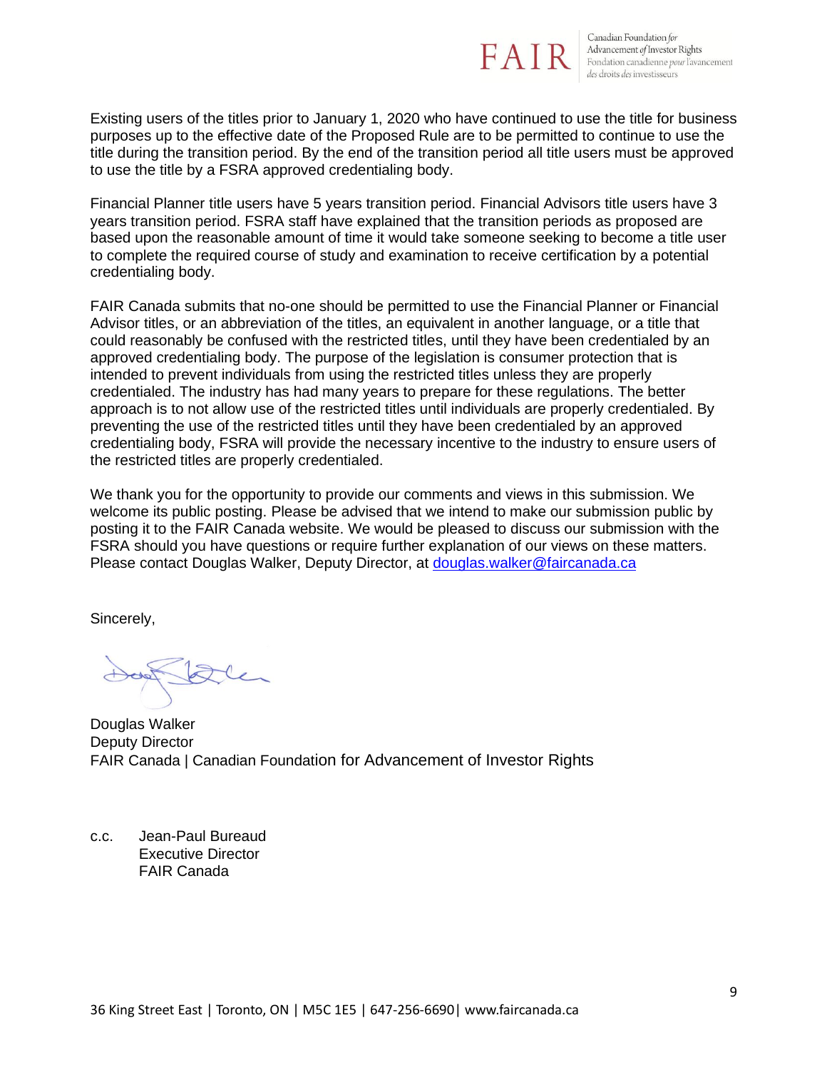Existing users of the titles prior to January 1, 2020 who have continued to use the title for business purposes up to the effective date of the Proposed Rule are to be permitted to continue to use the title during the transition period. By the end of the transition period all title users must be approved to use the title by a FSRA approved credentialing body.

Financial Planner title users have 5 years transition period. Financial Advisors title users have 3 years transition period. FSRA staff have explained that the transition periods as proposed are based upon the reasonable amount of time it would take someone seeking to become a title user to complete the required course of study and examination to receive certification by a potential credentialing body.

FAIR Canada submits that no-one should be permitted to use the Financial Planner or Financial Advisor titles, or an abbreviation of the titles, an equivalent in another language, or a title that could reasonably be confused with the restricted titles, until they have been credentialed by an approved credentialing body. The purpose of the legislation is consumer protection that is intended to prevent individuals from using the restricted titles unless they are properly credentialed. The industry has had many years to prepare for these regulations. The better approach is to not allow use of the restricted titles until individuals are properly credentialed. By preventing the use of the restricted titles until they have been credentialed by an approved credentialing body, FSRA will provide the necessary incentive to the industry to ensure users of the restricted titles are properly credentialed.

We thank you for the opportunity to provide our comments and views in this submission. We welcome its public posting. Please be advised that we intend to make our submission public by posting it to the FAIR Canada website. We would be pleased to discuss our submission with the FSRA should you have questions or require further explanation of our views on these matters. Please contact Douglas Walker, Deputy Director, at douglas.walker@faircanada.ca

Sincerely,

Douglas Walker
Deputy Director
FAIR Canada | Canadian Foundation for Advancement of Investor Rights

c.c. Jean-Paul Bureaud
Executive Director
FAIR Canada